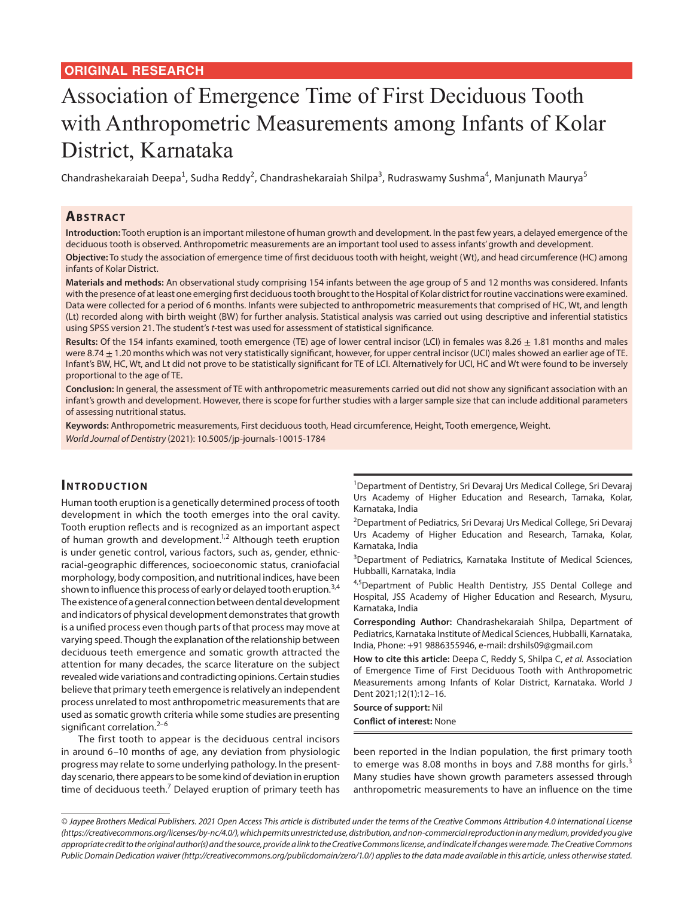ORIGINAL RESEARCH

# Association of Emergence Time of First Deciduous Tooth with Anthropometric Measurements among Infants of Kolar District, Karnataka

Chandrashekaraiah Deepa[1], Sudha Reddy[2], Chandrashekaraiah Shilpa[3], Rudraswamy Sushma[4], Manjunath Maurya[5]

## Abstract

**Introduction:** Tooth eruption is an important milestone of human growth and development. In the past few years, a delayed emergence of the deciduous tooth is observed. Anthropometric measurements are an important tool used to assess infants' growth and development.

**Objective:** To study the association of emergence time of first deciduous tooth with height, weight (Wt), and head circumference (HC) among infants of Kolar District.

**Materials and methods:** An observational study comprising 154 infants between the age group of 5 and 12 months was considered. Infants with the presence of at least one emerging first deciduous tooth brought to the Hospital of Kolar district for routine vaccinations were examined. Data were collected for a period of 6 months. Infants were subjected to anthropometric measurements that comprised of HC, Wt, and length (Lt) recorded along with birth weight (BW) for further analysis. Statistical analysis was carried out using descriptive and inferential statistics using SPSS version 21. The student's *t*-test was used for assessment of statistical significance.

**Results:** Of the 154 infants examined, tooth emergence (TE) age of lower central incisor (LCI) in females was 8.26 $\pm$ 1.81 months and males were 8.74 $\pm$ 1.20 months which was not very statistically significant, however, for upper central incisor (UCI) males showed an earlier age of TE. Infant's BW, HC, Wt, and Lt did not prove to be statistically significant for TE of LCI. Alternatively for UCI, HC and Wt were found to be inversely proportional to the age of TE.

**Conclusion:** In general, the assessment of TE with anthropometric measurements carried out did not show any significant association with an infant's growth and development. However, there is scope for further studies with a larger sample size that can include additional parameters of assessing nutritional status.

**Keywords:** Anthropometric measurements, First deciduous tooth, Head circumference, Height, Tooth emergence, Weight.

*World Journal of Dentistry* (2021): 10.5005/jp-journals-10015-1784

## Introduction

Human tooth eruption is a genetically determined process of tooth development in which the tooth emerges into the oral cavity. Tooth eruption reflects and is recognized as an important aspect of human growth and development.[1,2] Although teeth eruption is under genetic control, various factors, such as, gender, ethnic-racial-geographic differences, socioeconomic status, craniofacial morphology, body composition, and nutritional indices, have been shown to influence this process of early or delayed tooth eruption.[3,4] The existence of a general connection between dental development and indicators of physical development demonstrates that growth is a unified process even though parts of that process may move at varying speed. Though the explanation of the relationship between deciduous teeth emergence and somatic growth attracted the attention for many decades, the scarce literature on the subject revealed wide variations and contradicting opinions. Certain studies believe that primary teeth emergence is relatively an independent process unrelated to most anthropometric measurements that are used as somatic growth criteria while some studies are presenting significant correlation.[2–6]

The first tooth to appear is the deciduous central incisors in around 6–10 months of age, any deviation from physiologic progress may relate to some underlying pathology. In the present-day scenario, there appears to be some kind of deviation in eruption time of deciduous teeth.[7] Delayed eruption of primary teeth has been reported in the Indian population, the first primary tooth to emerge was 8.08 months in boys and 7.88 months for girls.[3] Many studies have shown growth parameters assessed through anthropometric measurements to have an influence on the time

[1]Department of Dentistry, Sri Devaraj Urs Medical College, Sri Devaraj Urs Academy of Higher Education and Research, Tamaka, Kolar, Karnataka, India

[2]Department of Pediatrics, Sri Devaraj Urs Medical College, Sri Devaraj Urs Academy of Higher Education and Research, Tamaka, Kolar, Karnataka, India

[3]Department of Pediatrics, Karnataka Institute of Medical Sciences, Hubballi, Karnataka, India

[4,5]Department of Public Health Dentistry, JSS Dental College and Hospital, JSS Academy of Higher Education and Research, Mysuru, Karnataka, India

**Corresponding Author:** Chandrashekaraiah Shilpa, Department of Pediatrics, Karnataka Institute of Medical Sciences, Hubballi, Karnataka, India, Phone: +91 9886355946, e-mail: drshils09@gmail.com

**How to cite this article:** Deepa C, Reddy S, Shilpa C, *et al.* Association of Emergence Time of First Deciduous Tooth with Anthropometric Measurements among Infants of Kolar District, Karnataka. World J Dent 2021;12(1):12–16.

**Source of support:** Nil

**Conflict of interest:** None

*© Jaypee Brothers Medical Publishers. 2021 Open Access This article is distributed under the terms of the Creative Commons Attribution 4.0 International License (https://creativecommons.org/licenses/by-nc/4.0/), which permits unrestricted use, distribution, and non-commercial reproduction in any medium, provided you give appropriate credit to the original author(s) and the source, provide a link to the Creative Commons license, and indicate if changes were made. The Creative Commons Public Domain Dedication waiver (http://creativecommons.org/publicdomain/zero/1.0/) applies to the data made available in this article, unless otherwise stated.*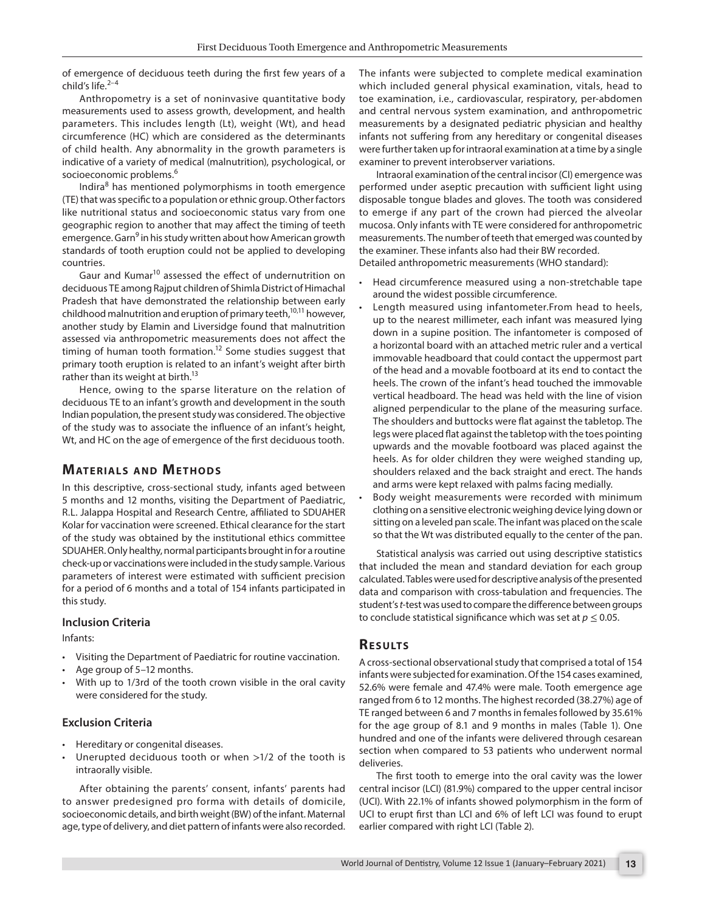of emergence of deciduous teeth during the first few years of a child's life.[2–4]

Anthropometry is a set of noninvasive quantitative body measurements used to assess growth, development, and health parameters. This includes length (Lt), weight (Wt), and head circumference (HC) which are considered as the determinants of child health. Any abnormality in the growth parameters is indicative of a variety of medical (malnutrition), psychological, or socioeconomic problems.[6]

Indira[8] has mentioned polymorphisms in tooth emergence (TE) that was specific to a population or ethnic group. Other factors like nutritional status and socioeconomic status vary from one geographic region to another that may affect the timing of teeth emergence. Garn[9] in his study written about how American growth standards of tooth eruption could not be applied to developing countries.

Gaur and Kumar[10] assessed the effect of undernutrition on deciduous TE among Rajput children of Shimla District of Himachal Pradesh that have demonstrated the relationship between early childhood malnutrition and eruption of primary teeth,[10,11] however, another study by Elamin and Liversidge found that malnutrition assessed via anthropometric measurements does not affect the timing of human tooth formation.[12] Some studies suggest that primary tooth eruption is related to an infant's weight after birth rather than its weight at birth.[13]

Hence, owing to the sparse literature on the relation of deciduous TE to an infant's growth and development in the south Indian population, the present study was considered. The objective of the study was to associate the influence of an infant's height, Wt, and HC on the age of emergence of the first deciduous tooth.

## Materials and Methods

In this descriptive, cross-sectional study, infants aged between 5 months and 12 months, visiting the Department of Paediatric, R.L. Jalappa Hospital and Research Centre, affiliated to SDUAHER Kolar for vaccination were screened. Ethical clearance for the start of the study was obtained by the institutional ethics committee SDUAHER. Only healthy, normal participants brought in for a routine check-up or vaccinations were included in the study sample. Various parameters of interest were estimated with sufficient precision for a period of 6 months and a total of 154 infants participated in this study.

### Inclusion Criteria

Infants:

- Visiting the Department of Paediatric for routine vaccination.
- Age group of 5–12 months.
- With up to 1/3rd of the tooth crown visible in the oral cavity were considered for the study.

### Exclusion Criteria

- Hereditary or congenital diseases.
- Unerupted deciduous tooth or when >1/2 of the tooth is intraorally visible.

After obtaining the parents' consent, infants' parents had to answer predesigned pro forma with details of domicile, socioeconomic details, and birth weight (BW) of the infant. Maternal age, type of delivery, and diet pattern of infants were also recorded. The infants were subjected to complete medical examination which included general physical examination, vitals, head to toe examination, i.e., cardiovascular, respiratory, per-abdomen and central nervous system examination, and anthropometric measurements by a designated pediatric physician and healthy infants not suffering from any hereditary or congenital diseases were further taken up for intraoral examination at a time by a single examiner to prevent interobserver variations.

Intraoral examination of the central incisor (CI) emergence was performed under aseptic precaution with sufficient light using disposable tongue blades and gloves. The tooth was considered to emerge if any part of the crown had pierced the alveolar mucosa. Only infants with TE were considered for anthropometric measurements. The number of teeth that emerged was counted by the examiner. These infants also had their BW recorded.

Detailed anthropometric measurements (WHO standard):

- Head circumference measured using a non-stretchable tape around the widest possible circumference.
- Length measured using infantometer.From head to heels, up to the nearest millimeter, each infant was measured lying down in a supine position. The infantometer is composed of a horizontal board with an attached metric ruler and a vertical immovable headboard that could contact the uppermost part of the head and a movable footboard at its end to contact the heels. The crown of the infant's head touched the immovable vertical headboard. The head was held with the line of vision aligned perpendicular to the plane of the measuring surface. The shoulders and buttocks were flat against the tabletop. The legs were placed flat against the tabletop with the toes pointing upwards and the movable footboard was placed against the heels. As for older children they were weighed standing up, shoulders relaxed and the back straight and erect. The hands and arms were kept relaxed with palms facing medially.
- Body weight measurements were recorded with minimum clothing on a sensitive electronic weighing device lying down or sitting on a leveled pan scale. The infant was placed on the scale so that the Wt was distributed equally to the center of the pan.

Statistical analysis was carried out using descriptive statistics that included the mean and standard deviation for each group calculated. Tables were used for descriptive analysis of the presented data and comparison with cross-tabulation and frequencies. The student's *t*-test was used to compare the difference between groups to conclude statistical significance which was set at $p \leq 0.05$.

## Results

A cross-sectional observational study that comprised a total of 154 infants were subjected for examination. Of the 154 cases examined, 52.6% were female and 47.4% were male. Tooth emergence age ranged from 6 to 12 months. The highest recorded (38.27%) age of TE ranged between 6 and 7 months in females followed by 35.61% for the age group of 8.1 and 9 months in males (Table 1). One hundred and one of the infants were delivered through cesarean section when compared to 53 patients who underwent normal deliveries.

The first tooth to emerge into the oral cavity was the lower central incisor (LCI) (81.9%) compared to the upper central incisor (UCI). With 22.1% of infants showed polymorphism in the form of UCI to erupt first than LCI and 6% of left LCI was found to erupt earlier compared with right LCI (Table 2).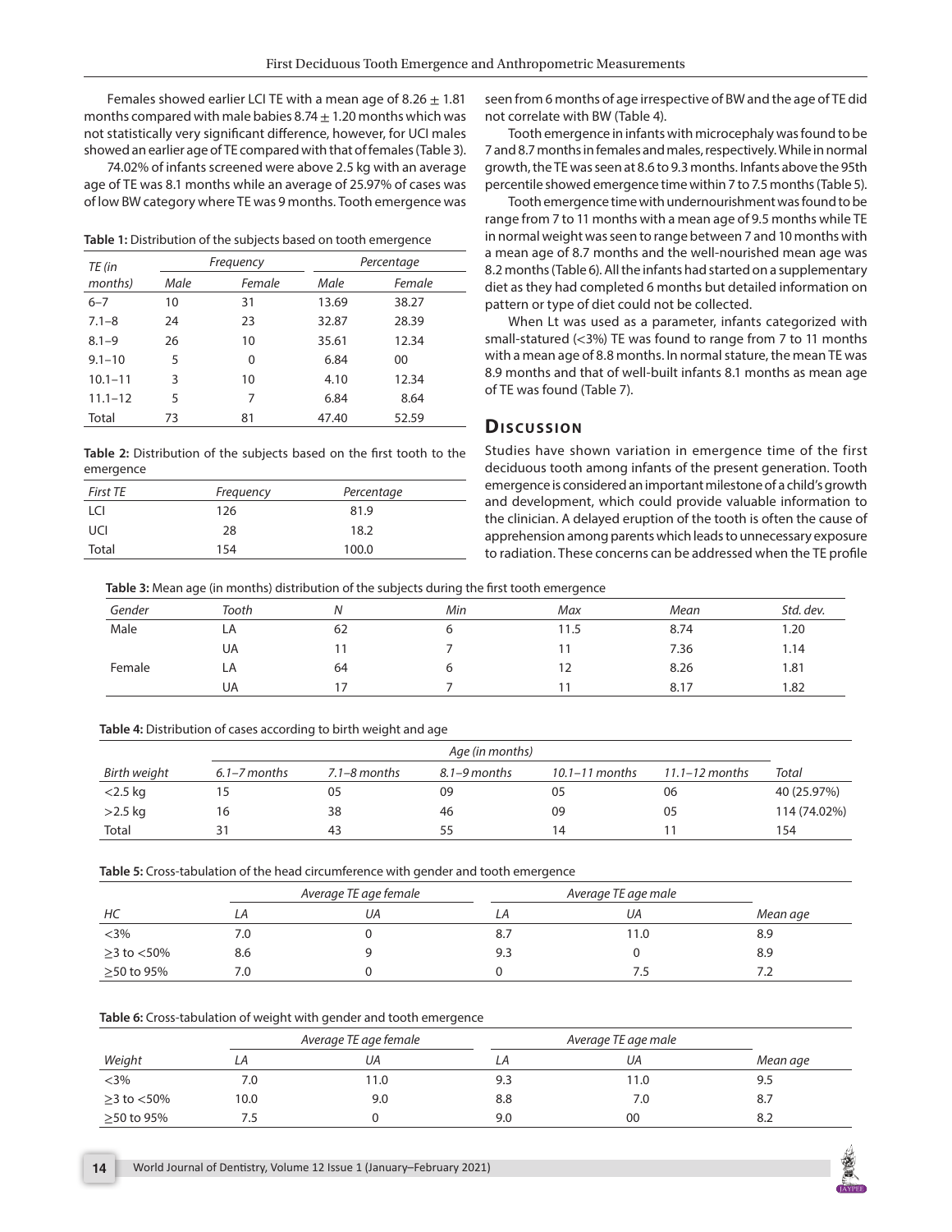Females showed earlier LCI TE with a mean age of 8.26 ± 1.81 months compared with male babies 8.74 ± 1.20 months which was not statistically very significant difference, however, for UCI males showed an earlier age of TE compared with that of females (Table 3).

74.02% of infants screened were above 2.5 kg with an average age of TE was 8.1 months while an average of 25.97% of cases was of low BW category where TE was 9 months. Tooth emergence was seen from 6 months of age irrespective of BW and the age of TE did not correlate with BW (Table 4).

Tooth emergence in infants with microcephaly was found to be 7 and 8.7 months in females and males, respectively. While in normal growth, the TE was seen at 8.6 to 9.3 months. Infants above the 95th percentile showed emergence time within 7 to 7.5 months (Table 5).

Tooth emergence time with undernourishment was found to be range from 7 to 11 months with a mean age of 9.5 months while TE in normal weight was seen to range between 7 and 10 months with a mean age of 8.7 months and the well-nourished mean age was 8.2 months (Table 6). All the infants had started on a supplementary diet as they had completed 6 months but detailed information on pattern or type of diet could not be collected.

When Lt was used as a parameter, infants categorized with small-statured (<3%) TE was found to range from 7 to 11 months with a mean age of 8.8 months. In normal stature, the mean TE was 8.9 months and that of well-built infants 8.1 months as mean age of TE was found (Table 7).

**Table 1:** Distribution of the subjects based on tooth emergence

| TE (in months) | Frequency | | Percentage | |
|---|---|---|---|---|
| | Male | Female | Male | Female |
| 6–7 | 10 | 31 | 13.69 | 38.27 |
| 7.1–8 | 24 | 23 | 32.87 | 28.39 |
| 8.1–9 | 26 | 10 | 35.61 | 12.34 |
| 9.1–10 | 5 | 0 | 6.84 | 00 |
| 10.1–11 | 3 | 10 | 4.10 | 12.34 |
| 11.1–12 | 5 | 7 | 6.84 | 8.64 |
| Total | 73 | 81 | 47.40 | 52.59 |

**Table 2:** Distribution of the subjects based on the first tooth to the emergence

| First TE | Frequency | Percentage |
|---|---|---|
| LCI | 126 | 81.9 |
| UCI | 28 | 18.2 |
| Total | 154 | 100.0 |

## Discussion

Studies have shown variation in emergence time of the first deciduous tooth among infants of the present generation. Tooth emergence is considered an important milestone of a child's growth and development, which could provide valuable information to the clinician. A delayed eruption of the tooth is often the cause of apprehension among parents which leads to unnecessary exposure to radiation. These concerns can be addressed when the TE profile

**Table 3:** Mean age (in months) distribution of the subjects during the first tooth emergence

| Gender | Tooth | N | Min | Max | Mean | Std. dev. |
|---|---|---|---|---|---|---|
| Male | LA | 62 | 6 | 11.5 | 8.74 | 1.20 |
| | UA | 11 | 7 | 11 | 7.36 | 1.14 |
| Female | LA | 64 | 6 | 12 | 8.26 | 1.81 |
| | UA | 17 | 7 | 11 | 8.17 | 1.82 |

**Table 4:** Distribution of cases according to birth weight and age

| | Age (in months) | | | | | |
|---|---|---|---|---|---|---|
| Birth weight | 6.1–7 months | 7.1–8 months | 8.1–9 months | 10.1–11 months | 11.1–12 months | Total |
| <2.5 kg | 15 | 05 | 09 | 05 | 06 | 40 (25.97%) |
| >2.5 kg | 16 | 38 | 46 | 09 | 05 | 114 (74.02%) |
| Total | 31 | 43 | 55 | 14 | 11 | 154 |

**Table 5:** Cross-tabulation of the head circumference with gender and tooth emergence

| | Average TE age female | | Average TE age male | | |
|---|---|---|---|---|---|
| HC | LA | UA | LA | UA | Mean age |
| <3% | 7.0 | 0 | 8.7 | 11.0 | 8.9 |
| ≥3 to <50% | 8.6 | 9 | 9.3 | 0 | 8.9 |
| ≥50 to 95% | 7.0 | 0 | 0 | 7.5 | 7.2 |

**Table 6:** Cross-tabulation of weight with gender and tooth emergence

| | Average TE age female | | Average TE age male | | |
|---|---|---|---|---|---|
| Weight | LA | UA | LA | UA | Mean age |
| <3% | 7.0 | 11.0 | 9.3 | 11.0 | 9.5 |
| ≥3 to <50% | 10.0 | 9.0 | 8.8 | 7.0 | 8.7 |
| ≥50 to 95% | 7.5 | 0 | 9.0 | 00 | 8.2 |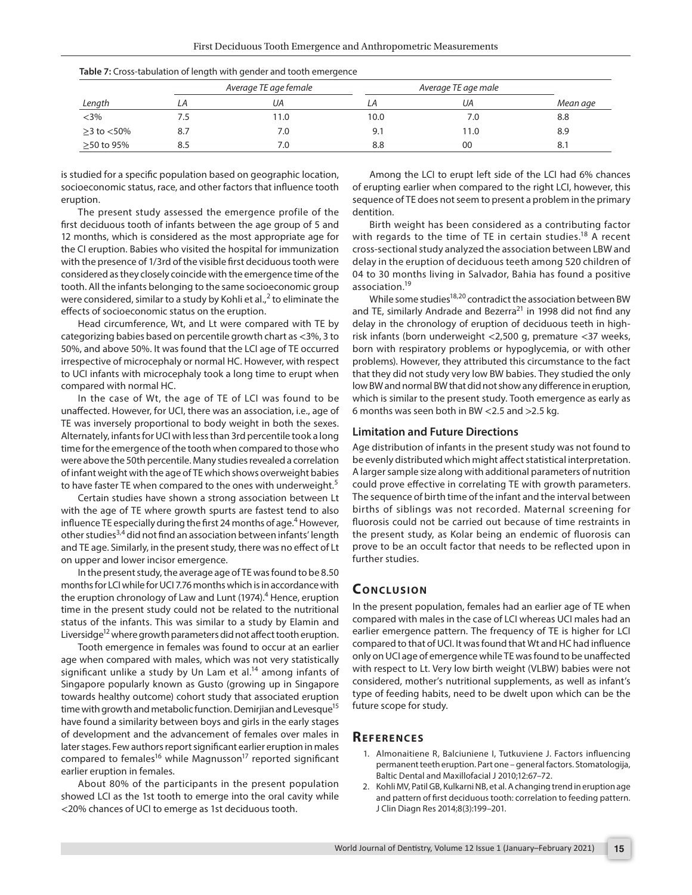**Table 7:** Cross-tabulation of length with gender and tooth emergence

| | Average TE age female | | Average TE age male | | |
|---|---|---|---|---|---|
| *Length* | *LA* | *UA* | *LA* | *UA* | *Mean age* |
| <3% | 7.5 | 11.0 | 10.0 | 7.0 | 8.8 |
| ≥3 to <50% | 8.7 | 7.0 | 9.1 | 11.0 | 8.9 |
| ≥50 to 95% | 8.5 | 7.0 | 8.8 | 00 | 8.1 |

is studied for a specific population based on geographic location, socioeconomic status, race, and other factors that influence tooth eruption.

The present study assessed the emergence profile of the first deciduous tooth of infants between the age group of 5 and 12 months, which is considered as the most appropriate age for the CI eruption. Babies who visited the hospital for immunization with the presence of 1/3rd of the visible first deciduous tooth were considered as they closely coincide with the emergence time of the tooth. All the infants belonging to the same socioeconomic group were considered, similar to a study by Kohli et al.,[2] to eliminate the effects of socioeconomic status on the eruption.

Head circumference, Wt, and Lt were compared with TE by categorizing babies based on percentile growth chart as <3%, 3 to 50%, and above 50%. It was found that the LCI age of TE occurred irrespective of microcephaly or normal HC. However, with respect to UCI infants with microcephaly took a long time to erupt when compared with normal HC.

In the case of Wt, the age of TE of LCI was found to be unaffected. However, for UCI, there was an association, i.e., age of TE was inversely proportional to body weight in both the sexes. Alternately, infants for UCI with less than 3rd percentile took a long time for the emergence of the tooth when compared to those who were above the 50th percentile. Many studies revealed a correlation of infant weight with the age of TE which shows overweight babies to have faster TE when compared to the ones with underweight.[5]

Certain studies have shown a strong association between Lt with the age of TE where growth spurts are fastest tend to also influence TE especially during the first 24 months of age.[4] However, other studies[3,4] did not find an association between infants' length and TE age. Similarly, in the present study, there was no effect of Lt on upper and lower incisor emergence.

In the present study, the average age of TE was found to be 8.50 months for LCI while for UCI 7.76 months which is in accordance with the eruption chronology of Law and Lunt (1974).[4] Hence, eruption time in the present study could not be related to the nutritional status of the infants. This was similar to a study by Elamin and Liversidge[12] where growth parameters did not affect tooth eruption.

Tooth emergence in females was found to occur at an earlier age when compared with males, which was not very statistically significant unlike a study by Un Lam et al.[14] among infants of Singapore popularly known as Gusto (growing up in Singapore towards healthy outcome) cohort study that associated eruption time with growth and metabolic function. Demirjian and Levesque[15] have found a similarity between boys and girls in the early stages of development and the advancement of females over males in later stages. Few authors report significant earlier eruption in males compared to females[16] while Magnusson[17] reported significant earlier eruption in females.

About 80% of the participants in the present population showed LCI as the 1st tooth to emerge into the oral cavity while <20% chances of UCI to emerge as 1st deciduous tooth.

Among the LCI to erupt left side of the LCI had 6% chances of erupting earlier when compared to the right LCI, however, this sequence of TE does not seem to present a problem in the primary dentition.

Birth weight has been considered as a contributing factor with regards to the time of TE in certain studies.[18] A recent cross-sectional study analyzed the association between LBW and delay in the eruption of deciduous teeth among 520 children of 04 to 30 months living in Salvador, Bahia has found a positive association.[19]

While some studies[18,20] contradict the association between BW and TE, similarly Andrade and Bezerra[21] in 1998 did not find any delay in the chronology of eruption of deciduous teeth in high-risk infants (born underweight <2,500 g, premature <37 weeks, born with respiratory problems or hypoglycemia, or with other problems). However, they attributed this circumstance to the fact that they did not study very low BW babies. They studied the only low BW and normal BW that did not show any difference in eruption, which is similar to the present study. Tooth emergence as early as 6 months was seen both in BW <2.5 and >2.5 kg.

### Limitation and Future Directions

Age distribution of infants in the present study was not found to be evenly distributed which might affect statistical interpretation. A larger sample size along with additional parameters of nutrition could prove effective in correlating TE with growth parameters. The sequence of birth time of the infant and the interval between births of siblings was not recorded. Maternal screening for fluorosis could not be carried out because of time restraints in the present study, as Kolar being an endemic of fluorosis can prove to be an occult factor that needs to be reflected upon in further studies.

## Conclusion

In the present population, females had an earlier age of TE when compared with males in the case of LCI whereas UCI males had an earlier emergence pattern. The frequency of TE is higher for LCI compared to that of UCI. It was found that Wt and HC had influence only on UCI age of emergence while TE was found to be unaffected with respect to Lt. Very low birth weight (VLBW) babies were not considered, mother's nutritional supplements, as well as infant's type of feeding habits, need to be dwelt upon which can be the future scope for study.

## References

1. Almonaitiene R, Balciuniene I, Tutkuviene J. Factors influencing permanent teeth eruption. Part one – general factors. Stomatologija, Baltic Dental and Maxillofacial J 2010;12:67–72.
2. Kohli MV, Patil GB, Kulkarni NB, et al. A changing trend in eruption age and pattern of first deciduous tooth: correlation to feeding pattern. J Clin Diagn Res 2014;8(3):199–201.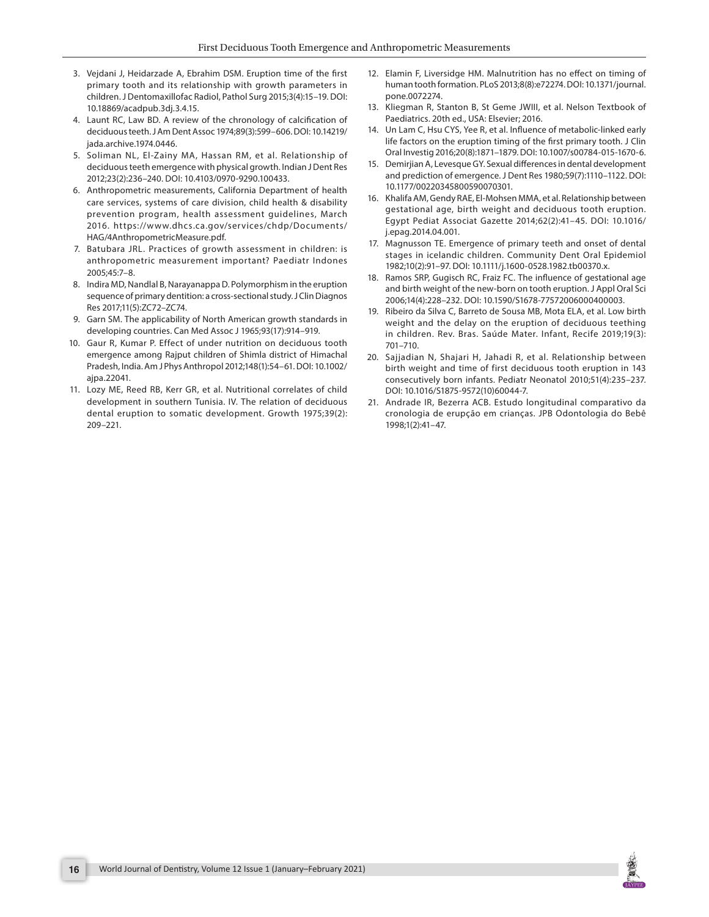3. Vejdani J, Heidarzade A, Ebrahim DSM. Eruption time of the first primary tooth and its relationship with growth parameters in children. J Dentomaxillofac Radiol, Pathol Surg 2015;3(4):15–19. DOI: 10.18869/acadpub.3dj.3.4.15.
4. Launt RC, Law BD. A review of the chronology of calcification of deciduous teeth. J Am Dent Assoc 1974;89(3):599–606. DOI: 10.14219/jada.archive.1974.0446.
5. Soliman NL, El-Zainy MA, Hassan RM, et al. Relationship of deciduous teeth emergence with physical growth. Indian J Dent Res 2012;23(2):236–240. DOI: 10.4103/0970-9290.100433.
6. Anthropometric measurements, California Department of health care services, systems of care division, child health & disability prevention program, health assessment guidelines, March 2016. https://www.dhcs.ca.gov/services/chdp/Documents/HAG/4AnthropometricMeasure.pdf.
7. Batubara JRL. Practices of growth assessment in children: is anthropometric measurement important? Paediatr Indones 2005;45:7–8.
8. Indira MD, Nandlal B, Narayanappa D. Polymorphism in the eruption sequence of primary dentition: a cross-sectional study. J Clin Diagnos Res 2017;11(5):ZC72–ZC74.
9. Garn SM. The applicability of North American growth standards in developing countries. Can Med Assoc J 1965;93(17):914–919.
10. Gaur R, Kumar P. Effect of under nutrition on deciduous tooth emergence among Rajput children of Shimla district of Himachal Pradesh, India. Am J Phys Anthropol 2012;148(1):54–61. DOI: 10.1002/ajpa.22041.
11. Lozy ME, Reed RB, Kerr GR, et al. Nutritional correlates of child development in southern Tunisia. IV. The relation of deciduous dental eruption to somatic development. Growth 1975;39(2):209–221.
12. Elamin F, Liversidge HM. Malnutrition has no effect on timing of human tooth formation. PLoS 2013;8(8):e72274. DOI: 10.1371/journal.pone.0072274.
13. Kliegman R, Stanton B, St Geme JWIII, et al. Nelson Textbook of Paediatrics. 20th ed., USA: Elsevier; 2016.
14. Un Lam C, Hsu CYS, Yee R, et al. Influence of metabolic-linked early life factors on the eruption timing of the first primary tooth. J Clin Oral Investig 2016;20(8):1871–1879. DOI: 10.1007/s00784-015-1670-6.
15. Demirjian A, Levesque GY. Sexual differences in dental development and prediction of emergence. J Dent Res 1980;59(7):1110–1122. DOI: 10.1177/00220345800590070301.
16. Khalifa AM, Gendy RAE, El-Mohsen MMA, et al. Relationship between gestational age, birth weight and deciduous tooth eruption. Egypt Pediat Associat Gazette 2014;62(2):41–45. DOI: 10.1016/j.epag.2014.04.001.
17. Magnusson TE. Emergence of primary teeth and onset of dental stages in icelandic children. Community Dent Oral Epidemiol 1982;10(2):91–97. DOI: 10.1111/j.1600-0528.1982.tb00370.x.
18. Ramos SRP, Gugisch RC, Fraiz FC. The influence of gestational age and birth weight of the new-born on tooth eruption. J Appl Oral Sci 2006;14(4):228–232. DOI: 10.1590/S1678-77572006000400003.
19. Ribeiro da Silva C, Barreto de Sousa MB, Mota ELA, et al. Low birth weight and the delay on the eruption of deciduous teething in children. Rev. Bras. Saúde Mater. Infant, Recife 2019;19(3):701–710.
20. Sajjadian N, Shajari H, Jahadi R, et al. Relationship between birth weight and time of first deciduous tooth eruption in 143 consecutively born infants. Pediatr Neonatol 2010;51(4):235–237. DOI: 10.1016/S1875-9572(10)60044-7.
21. Andrade IR, Bezerra ACB. Estudo longitudinal comparativo da cronologia de erupção em crianças. JPB Odontologia do Bebê 1998;1(2):41–47.